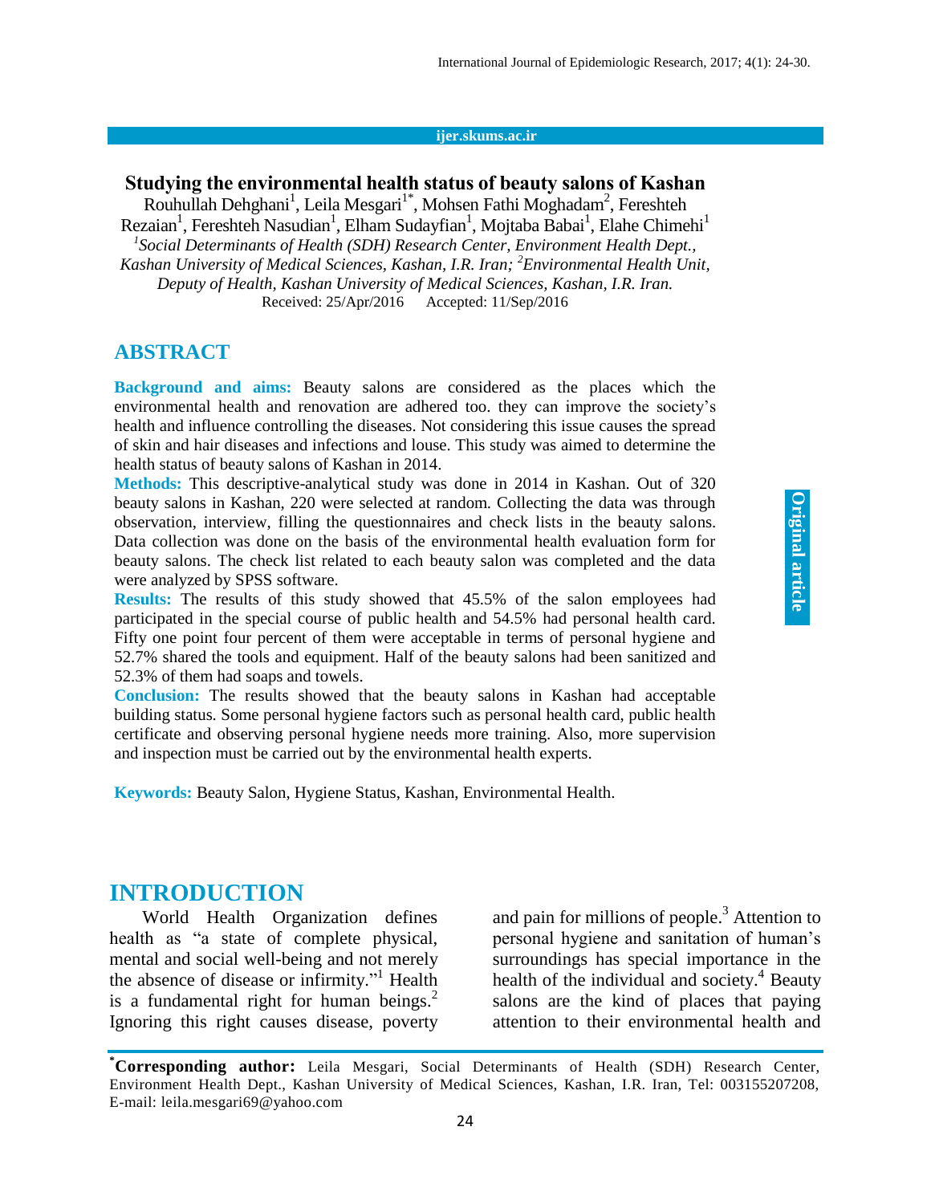# Studying the environmental health status of beauty salons of Kashan

Rouhullah Dehghani[1], Leila Mesgari[1*], Mohsen Fathi Moghadam[2], Fereshteh Rezaian[1], Fereshteh Nasudian[1], Elham Sudayfian[1], Mojtaba Babai[1], Elahe Chimehi[1]

*[1]Social Determinants of Health (SDH) Research Center, Environment Health Dept., Kashan University of Medical Sciences, Kashan, I.R. Iran; [2]Environmental Health Unit, Deputy of Health, Kashan University of Medical Sciences, Kashan, I.R. Iran.*

Received: 25/Apr/2016 Accepted: 11/Sep/2016

## ABSTRACT

**Background and aims:** Beauty salons are considered as the places which the environmental health and renovation are adhered too. they can improve the society's health and influence controlling the diseases. Not considering this issue causes the spread of skin and hair diseases and infections and louse. This study was aimed to determine the health status of beauty salons of Kashan in 2014.

**Methods:** This descriptive-analytical study was done in 2014 in Kashan. Out of 320 beauty salons in Kashan, 220 were selected at random. Collecting the data was through observation, interview, filling the questionnaires and check lists in the beauty salons. Data collection was done on the basis of the environmental health evaluation form for beauty salons. The check list related to each beauty salon was completed and the data were analyzed by SPSS software.

**Results:** The results of this study showed that 45.5% of the salon employees had participated in the special course of public health and 54.5% had personal health card. Fifty one point four percent of them were acceptable in terms of personal hygiene and 52.7% shared the tools and equipment. Half of the beauty salons had been sanitized and 52.3% of them had soaps and towels.

**Conclusion:** The results showed that the beauty salons in Kashan had acceptable building status. Some personal hygiene factors such as personal health card, public health certificate and observing personal hygiene needs more training. Also, more supervision and inspection must be carried out by the environmental health experts.

**Keywords:** Beauty Salon, Hygiene Status, Kashan, Environmental Health.

## INTRODUCTION

World Health Organization defines health as "a state of complete physical, mental and social well-being and not merely the absence of disease or infirmity."[1] Health is a fundamental right for human beings.[2] Ignoring this right causes disease, poverty and pain for millions of people.[3] Attention to personal hygiene and sanitation of human's surroundings has special importance in the health of the individual and society.[4] Beauty salons are the kind of places that paying attention to their environmental health and

---

**\*Corresponding author:** Leila Mesgari, Social Determinants of Health (SDH) Research Center, Environment Health Dept., Kashan University of Medical Sciences, Kashan, I.R. Iran, Tel: 003155207208, E-mail: leila.mesgari69@yahoo.com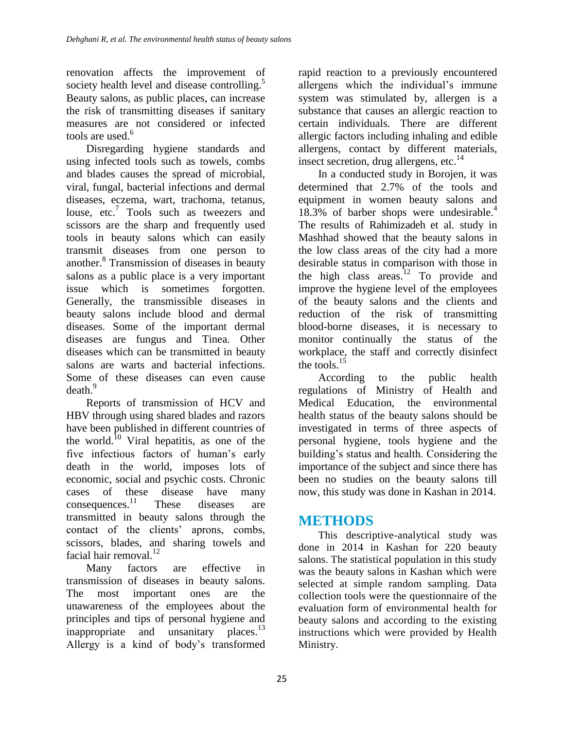renovation affects the improvement of society health level and disease controlling.[5] Beauty salons, as public places, can increase the risk of transmitting diseases if sanitary measures are not considered or infected tools are used.[6]

Disregarding hygiene standards and using infected tools such as towels, combs and blades causes the spread of microbial, viral, fungal, bacterial infections and dermal diseases, eczema, wart, trachoma, tetanus, louse, etc.[7] Tools such as tweezers and scissors are the sharp and frequently used tools in beauty salons which can easily transmit diseases from one person to another.[8] Transmission of diseases in beauty salons as a public place is a very important issue which is sometimes forgotten. Generally, the transmissible diseases in beauty salons include blood and dermal diseases. Some of the important dermal diseases are fungus and Tinea. Other diseases which can be transmitted in beauty salons are warts and bacterial infections. Some of these diseases can even cause death.[9]

Reports of transmission of HCV and HBV through using shared blades and razors have been published in different countries of the world.[10] Viral hepatitis, as one of the five infectious factors of human's early death in the world, imposes lots of economic, social and psychic costs. Chronic cases of these disease have many consequences.[11] These diseases are transmitted in beauty salons through the contact of the clients' aprons, combs, scissors, blades, and sharing towels and facial hair removal.[12]

Many factors are effective in transmission of diseases in beauty salons. The most important ones are the unawareness of the employees about the principles and tips of personal hygiene and inappropriate and unsanitary places.[13] Allergy is a kind of body's transformed rapid reaction to a previously encountered allergens which the individual's immune system was stimulated by, allergen is a substance that causes an allergic reaction to certain individuals. There are different allergic factors including inhaling and edible allergens, contact by different materials, insect secretion, drug allergens, etc.[14]

In a conducted study in Borojen, it was determined that 2.7% of the tools and equipment in women beauty salons and 18.3% of barber shops were undesirable.[4] The results of Rahimizadeh et al. study in Mashhad showed that the beauty salons in the low class areas of the city had a more desirable status in comparison with those in the high class areas.[12] To provide and improve the hygiene level of the employees of the beauty salons and the clients and reduction of the risk of transmitting blood-borne diseases, it is necessary to monitor continually the status of the workplace, the staff and correctly disinfect the tools.[15]

According to the public health regulations of Ministry of Health and Medical Education, the environmental health status of the beauty salons should be investigated in terms of three aspects of personal hygiene, tools hygiene and the building's status and health. Considering the importance of the subject and since there has been no studies on the beauty salons till now, this study was done in Kashan in 2014.

# METHODS

This descriptive-analytical study was done in 2014 in Kashan for 220 beauty salons. The statistical population in this study was the beauty salons in Kashan which were selected at simple random sampling. Data collection tools were the questionnaire of the evaluation form of environmental health for beauty salons and according to the existing instructions which were provided by Health Ministry.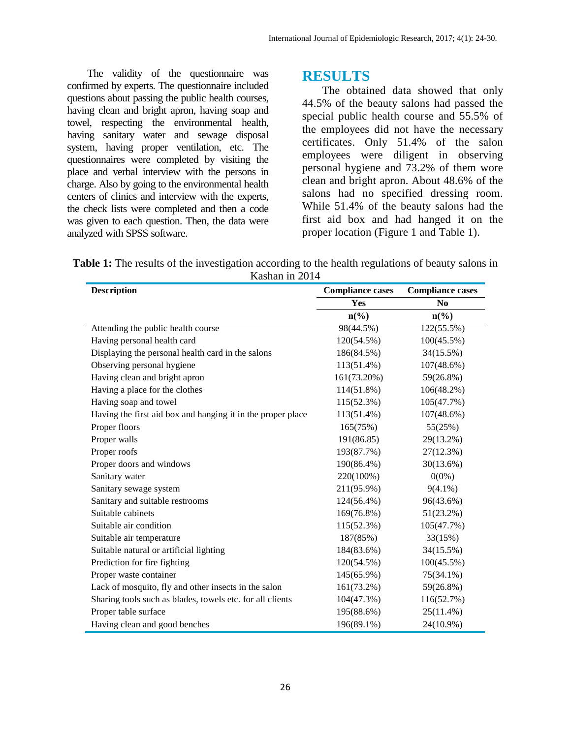The validity of the questionnaire was confirmed by experts. The questionnaire included questions about passing the public health courses, having clean and bright apron, having soap and towel, respecting the environmental health, having sanitary water and sewage disposal system, having proper ventilation, etc. The questionnaires were completed by visiting the place and verbal interview with the persons in charge. Also by going to the environmental health centers of clinics and interview with the experts, the check lists were completed and then a code was given to each question. Then, the data were analyzed with SPSS software.

# RESULTS

The obtained data showed that only 44.5% of the beauty salons had passed the special public health course and 55.5% of the employees did not have the necessary certificates. Only 51.4% of the salon employees were diligent in observing personal hygiene and 73.2% of them wore clean and bright apron. About 48.6% of the salons had no specified dressing room. While 51.4% of the beauty salons had the first aid box and had hanged it on the proper location (Figure 1 and Table 1).

**Table 1:** The results of the investigation according to the health regulations of beauty salons in Kashan in 2014

| Description | Compliance cases | Compliance cases |
|---|---|---|
| | **Yes** | **No** |
| | **n(%)** | **n(%)** |
| Attending the public health course | 98(44.5%) | 122(55.5%) |
| Having personal health card | 120(54.5%) | 100(45.5%) |
| Displaying the personal health card in the salons | 186(84.5%) | 34(15.5%) |
| Observing personal hygiene | 113(51.4%) | 107(48.6%) |
| Having clean and bright apron | 161(73.20%) | 59(26.8%) |
| Having a place for the clothes | 114(51.8%) | 106(48.2%) |
| Having soap and towel | 115(52.3%) | 105(47.7%) |
| Having the first aid box and hanging it in the proper place | 113(51.4%) | 107(48.6%) |
| Proper floors | 165(75%) | 55(25%) |
| Proper walls | 191(86.85) | 29(13.2%) |
| Proper roofs | 193(87.7%) | 27(12.3%) |
| Proper doors and windows | 190(86.4%) | 30(13.6%) |
| Sanitary water | 220(100%) | 0(0%) |
| Sanitary sewage system | 211(95.9%) | 9(4.1%) |
| Sanitary and suitable restrooms | 124(56.4%) | 96(43.6%) |
| Suitable cabinets | 169(76.8%) | 51(23.2%) |
| Suitable air condition | 115(52.3%) | 105(47.7%) |
| Suitable air temperature | 187(85%) | 33(15%) |
| Suitable natural or artificial lighting | 184(83.6%) | 34(15.5%) |
| Prediction for fire fighting | 120(54.5%) | 100(45.5%) |
| Proper waste container | 145(65.9%) | 75(34.1%) |
| Lack of mosquito, fly and other insects in the salon | 161(73.2%) | 59(26.8%) |
| Sharing tools such as blades, towels etc. for all clients | 104(47.3%) | 116(52.7%) |
| Proper table surface | 195(88.6%) | 25(11.4%) |
| Having clean and good benches | 196(89.1%) | 24(10.9%) |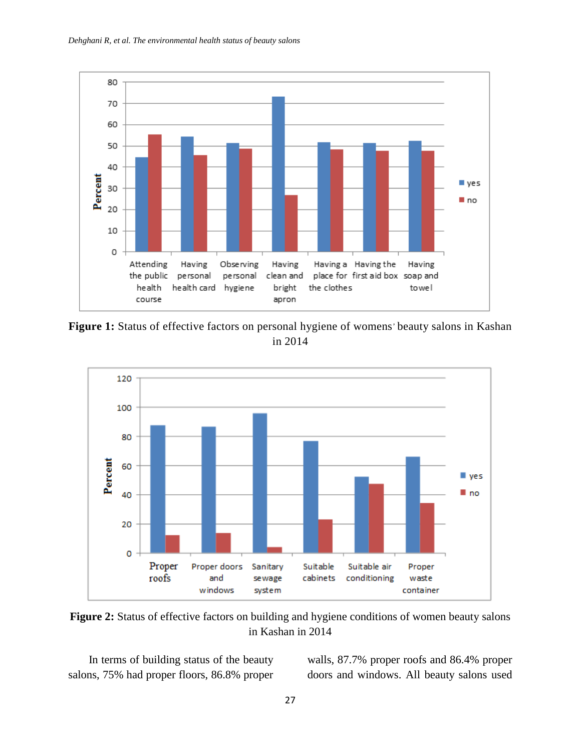**Figure 1:** Status of effective factors on personal hygiene of womens' beauty salons in Kashan in 2014

**Figure 2:** Status of effective factors on building and hygiene conditions of women beauty salons in Kashan in 2014

In terms of building status of the beauty salons, 75% had proper floors, 86.8% proper walls, 87.7% proper roofs and 86.4% proper doors and windows. All beauty salons used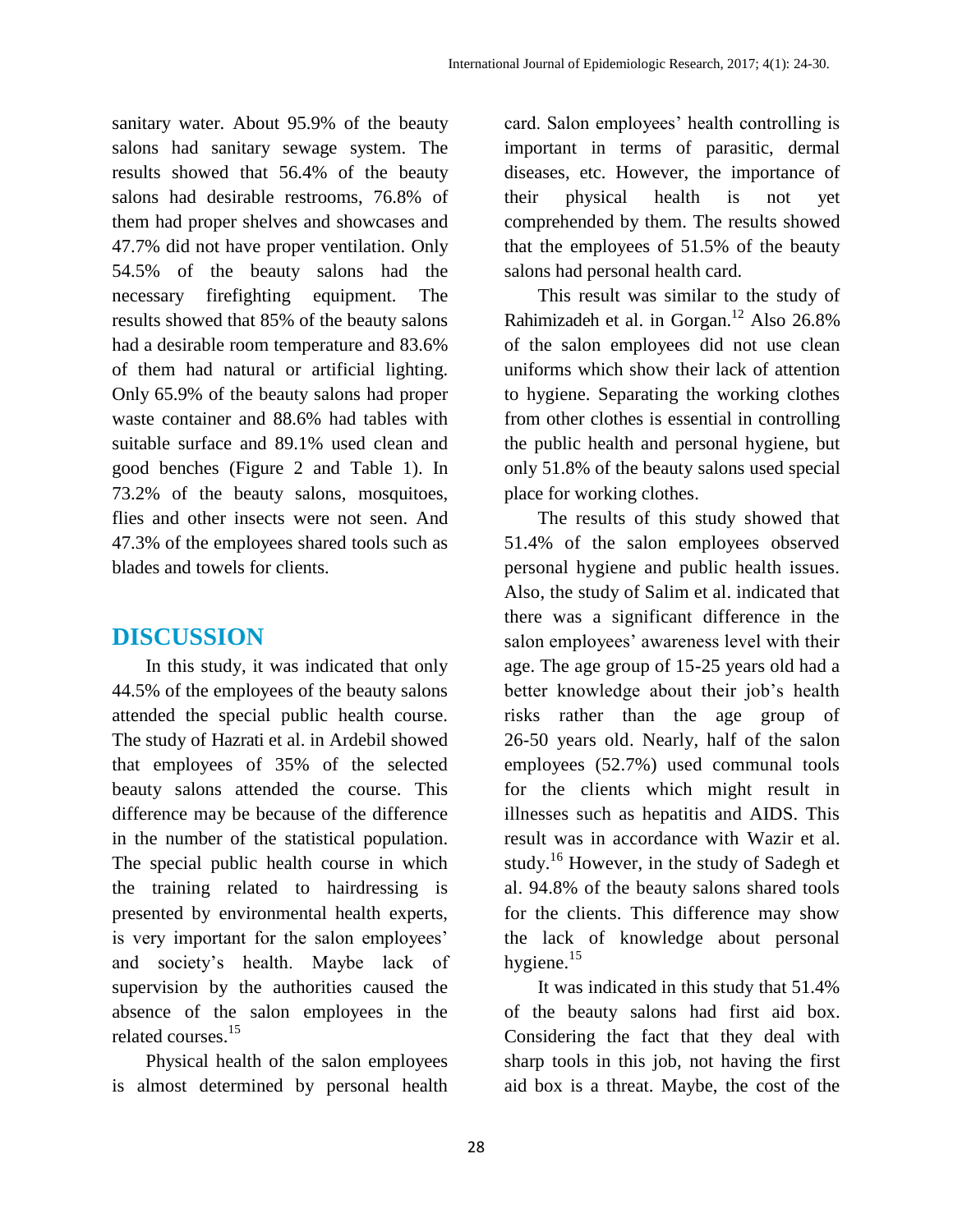sanitary water. About 95.9% of the beauty salons had sanitary sewage system. The results showed that 56.4% of the beauty salons had desirable restrooms, 76.8% of them had proper shelves and showcases and 47.7% did not have proper ventilation. Only 54.5% of the beauty salons had the necessary firefighting equipment. The results showed that 85% of the beauty salons had a desirable room temperature and 83.6% of them had natural or artificial lighting. Only 65.9% of the beauty salons had proper waste container and 88.6% had tables with suitable surface and 89.1% used clean and good benches (Figure 2 and Table 1). In 73.2% of the beauty salons, mosquitoes, flies and other insects were not seen. And 47.3% of the employees shared tools such as blades and towels for clients.

## DISCUSSION

In this study, it was indicated that only 44.5% of the employees of the beauty salons attended the special public health course. The study of Hazrati et al. in Ardebil showed that employees of 35% of the selected beauty salons attended the course. This difference may be because of the difference in the number of the statistical population. The special public health course in which the training related to hairdressing is presented by environmental health experts, is very important for the salon employees' and society's health. Maybe lack of supervision by the authorities caused the absence of the salon employees in the related courses.[15]

Physical health of the salon employees is almost determined by personal health card. Salon employees' health controlling is important in terms of parasitic, dermal diseases, etc. However, the importance of their physical health is not yet comprehended by them. The results showed that the employees of 51.5% of the beauty salons had personal health card.

This result was similar to the study of Rahimizadeh et al. in Gorgan.[12] Also 26.8% of the salon employees did not use clean uniforms which show their lack of attention to hygiene. Separating the working clothes from other clothes is essential in controlling the public health and personal hygiene, but only 51.8% of the beauty salons used special place for working clothes.

The results of this study showed that 51.4% of the salon employees observed personal hygiene and public health issues. Also, the study of Salim et al. indicated that there was a significant difference in the salon employees' awareness level with their age. The age group of 15-25 years old had a better knowledge about their job's health risks rather than the age group of 26-50 years old. Nearly, half of the salon employees (52.7%) used communal tools for the clients which might result in illnesses such as hepatitis and AIDS. This result was in accordance with Wazir et al. study.[16] However, in the study of Sadegh et al. 94.8% of the beauty salons shared tools for the clients. This difference may show the lack of knowledge about personal hygiene.[15]

It was indicated in this study that 51.4% of the beauty salons had first aid box. Considering the fact that they deal with sharp tools in this job, not having the first aid box is a threat. Maybe, the cost of the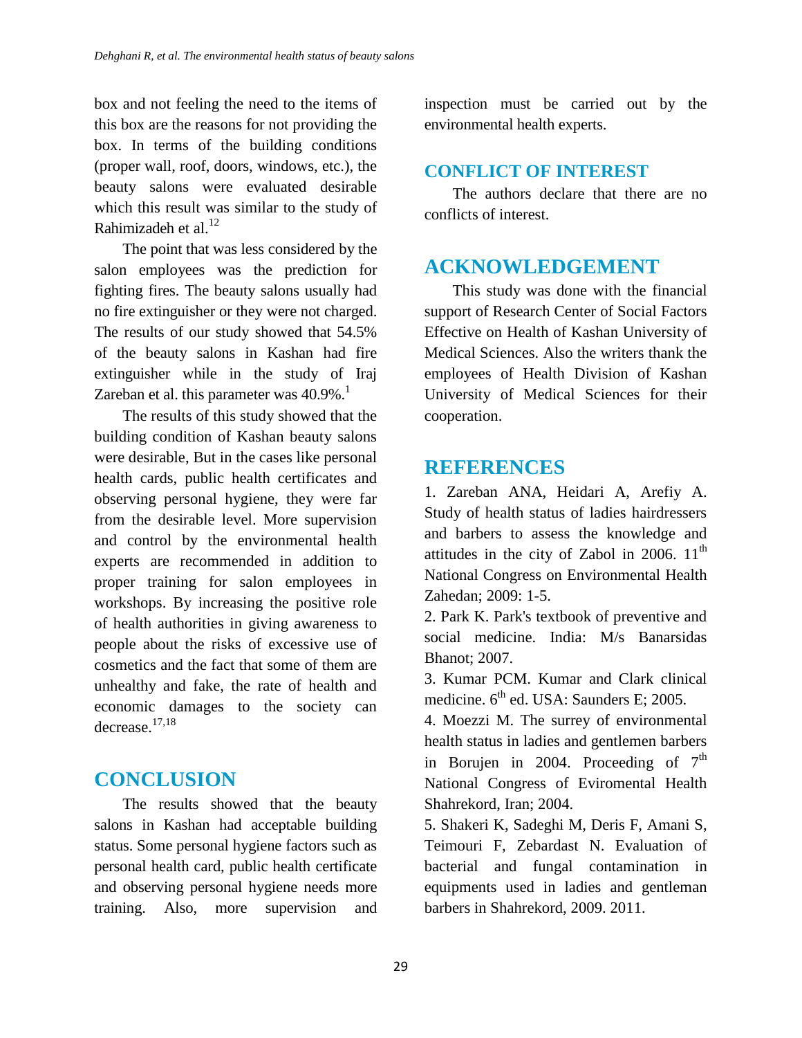box and not feeling the need to the items of this box are the reasons for not providing the box. In terms of the building conditions (proper wall, roof, doors, windows, etc.), the beauty salons were evaluated desirable which this result was similar to the study of Rahimizadeh et al.[12]

The point that was less considered by the salon employees was the prediction for fighting fires. The beauty salons usually had no fire extinguisher or they were not charged. The results of our study showed that 54.5% of the beauty salons in Kashan had fire extinguisher while in the study of Iraj Zareban et al. this parameter was 40.9%.[1]

The results of this study showed that the building condition of Kashan beauty salons were desirable, But in the cases like personal health cards, public health certificates and observing personal hygiene, they were far from the desirable level. More supervision and control by the environmental health experts are recommended in addition to proper training for salon employees in workshops. By increasing the positive role of health authorities in giving awareness to people about the risks of excessive use of cosmetics and the fact that some of them are unhealthy and fake, the rate of health and economic damages to the society can decrease.[17,18]

## CONCLUSION

The results showed that the beauty salons in Kashan had acceptable building status. Some personal hygiene factors such as personal health card, public health certificate and observing personal hygiene needs more training. Also, more supervision and inspection must be carried out by the environmental health experts.

## CONFLICT OF INTEREST

The authors declare that there are no conflicts of interest.

## ACKNOWLEDGEMENT

This study was done with the financial support of Research Center of Social Factors Effective on Health of Kashan University of Medical Sciences. Also the writers thank the employees of Health Division of Kashan University of Medical Sciences for their cooperation.

## REFERENCES

1. Zareban ANA, Heidari A, Arefiy A. Study of health status of ladies hairdressers and barbers to assess the knowledge and attitudes in the city of Zabol in 2006. 11th National Congress on Environmental Health Zahedan; 2009: 1-5.
2. Park K. Park's textbook of preventive and social medicine. India: M/s Banarsidas Bhanot; 2007.
3. Kumar PCM. Kumar and Clark clinical medicine. 6th ed. USA: Saunders E; 2005.
4. Moezzi M. The surrey of environmental health status in ladies and gentlemen barbers in Borujen in 2004. Proceeding of 7th National Congress of Eviromental Health Shahrekord, Iran; 2004.
5. Shakeri K, Sadeghi M, Deris F, Amani S, Teimouri F, Zebardast N. Evaluation of bacterial and fungal contamination in equipments used in ladies and gentleman barbers in Shahrekord, 2009. 2011.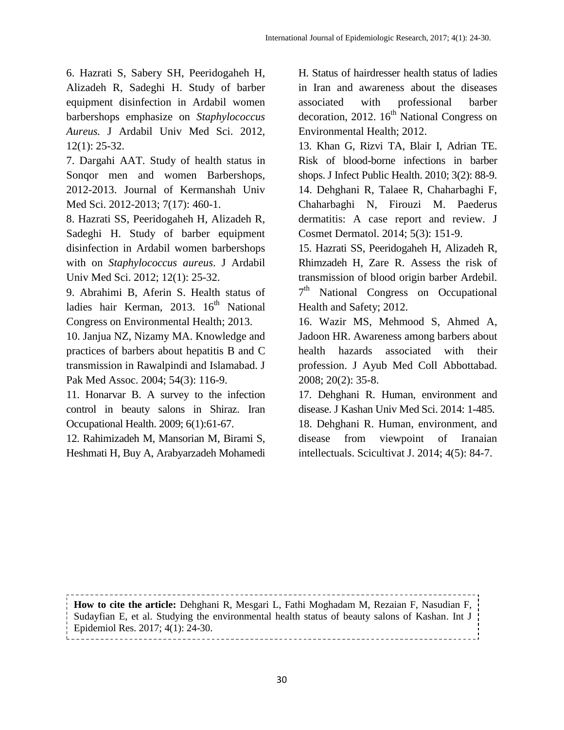6. Hazrati S, Sabery SH, Peeridogaheh H, Alizadeh R, Sadeghi H. Study of barber equipment disinfection in Ardabil women barbershops emphasize on *Staphylococcus Aureus.* J Ardabil Univ Med Sci. 2012, 12(1): 25-32.

7. Dargahi AAT. Study of health status in Sonqor men and women Barbershops, 2012-2013. Journal of Kermanshah Univ Med Sci. 2012-2013; 7(17): 460-1.

8. Hazrati SS, Peeridogaheh H, Alizadeh R, Sadeghi H. Study of barber equipment disinfection in Ardabil women barbershops with on *Staphylococcus aureus*. J Ardabil Univ Med Sci. 2012; 12(1): 25-32.

9. Abrahimi B, Aferin S. Health status of ladies hair Kerman, 2013. 16th National Congress on Environmental Health; 2013.

10. Janjua NZ, Nizamy MA. Knowledge and practices of barbers about hepatitis B and C transmission in Rawalpindi and Islamabad. J Pak Med Assoc. 2004; 54(3): 116-9.

11. Honarvar B. A survey to the infection control in beauty salons in Shiraz. Iran Occupational Health. 2009; 6(1):61-67.

12. Rahimizadeh M, Mansorian M, Birami S, Heshmati H, Buy A, Arabyarzadeh Mohamedi H. Status of hairdresser health status of ladies in Iran and awareness about the diseases associated with professional barber decoration, 2012. 16th National Congress on Environmental Health; 2012.

13. Khan G, Rizvi TA, Blair I, Adrian TE. Risk of blood-borne infections in barber shops. J Infect Public Health. 2010; 3(2): 88-9.

14. Dehghani R, Talaee R, Chaharbaghi F, Chaharbaghi N, Firouzi M. Paederus dermatitis: A case report and review. J Cosmet Dermatol. 2014; 5(3): 151-9.

15. Hazrati SS, Peeridogaheh H, Alizadeh R, Rhimzadeh H, Zare R. Assess the risk of transmission of blood origin barber Ardebil. 7th National Congress on Occupational Health and Safety; 2012.

16. Wazir MS, Mehmood S, Ahmed A, Jadoon HR. Awareness among barbers about health hazards associated with their profession. J Ayub Med Coll Abbottabad. 2008; 20(2): 35-8.

17. Dehghani R. Human, environment and disease. J Kashan Univ Med Sci. 2014: 1-485.

18. Dehghani R. Human, environment, and disease from viewpoint of Iranaian intellectuals. Scicultivat J. 2014; 4(5): 84-7.

**How to cite the article:** Dehghani R, Mesgari L, Fathi Moghadam M, Rezaian F, Nasudian F, Sudayfian E, et al. Studying the environmental health status of beauty salons of Kashan. Int J Epidemiol Res. 2017; 4(1): 24-30.